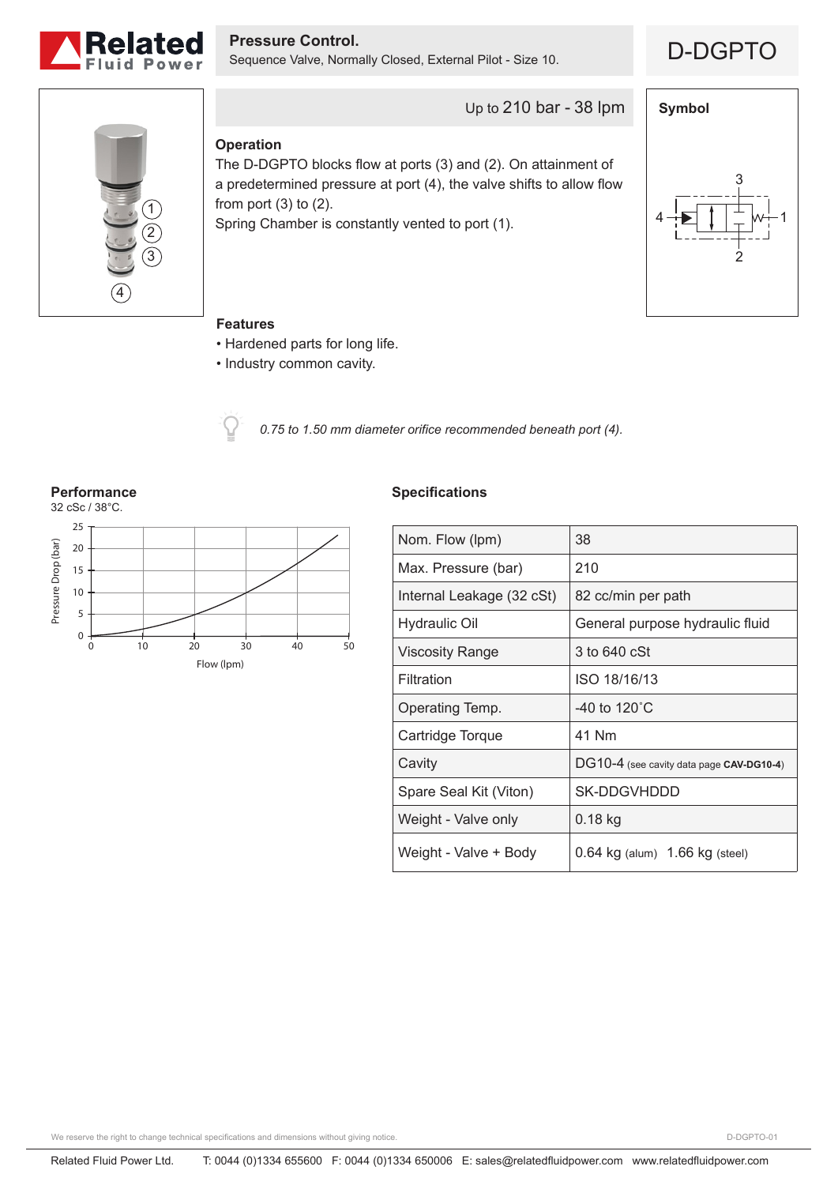# Related Fluid Power

## Pressure Control.

Sequence Valve, Normally Closed, External Pilot - Size 10.

# D-DGPTO

Up to 210 bar - 38 lpm

### Operation

The D-DGPTO blocks flow at ports (3) and (2). On attainment of a predetermined pressure at port (4), the valve shifts to allow flow from port (3) to (2).

Spring Chamber is constantly vented to port (1).

### Symbol

### Features

- Hardened parts for long life.
- Industry common cavity.

*0.75 to 1.50 mm diameter orifice recommended beneath port (4).*

### Performance

32 cSc / 38°C.

### Specifications

| | |
|---|---|
| Nom. Flow (lpm) | 38 |
| Max. Pressure (bar) | 210 |
| Internal Leakage (32 cSt) | 82 cc/min per path |
| Hydraulic Oil | General purpose hydraulic fluid |
| Viscosity Range | 3 to 640 cSt |
| Filtration | ISO 18/16/13 |
| Operating Temp. | -40 to 120˚C |
| Cartridge Torque | 41 Nm |
| Cavity | DG10-4 (see cavity data page **CAV-DG10-4**) |
| Spare Seal Kit (Viton) | SK-DDGVHDDD |
| Weight - Valve only | 0.18 kg |
| Weight - Valve + Body | 0.64 kg (alum) 1.66 kg (steel) |

We reserve the right to change technical specifications and dimensions without giving notice.

Related Fluid Power Ltd. T: 0044 (0)1334 655600 F: 0044 (0)1334 650006 E: sales@relatedfluidpower.com www.relatedfluidpower.com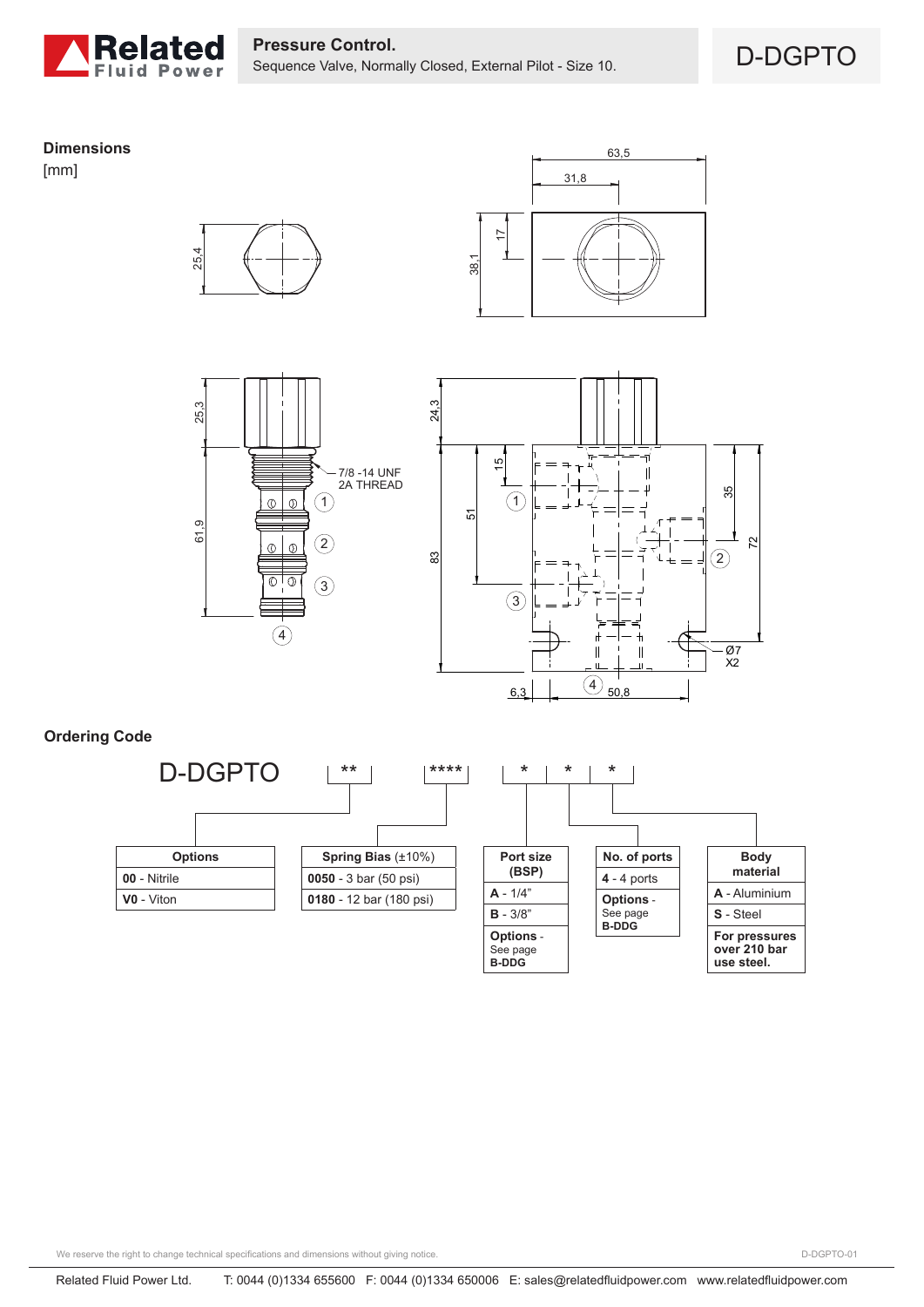**Pressure Control.**
Sequence Valve, Normally Closed, External Pilot - Size 10.

# D-DGPTO

## Dimensions
[mm]

25,4
63,5
31,8
17
38,1
25,3
7/8 -14 UNF
2A THREAD
61,9
1
2
3
4
24,3
15
51
83
35
72
Ø7
X2
6,3
50,8

## Ordering Code

D-DGPTO ** **** * * *

| Options |
|---|
| **00** - Nitrile |
| **V0** - Viton |

| Spring Bias (±10%) |
|---|
| **0050** - 3 bar (50 psi) |
| **0180** - 12 bar (180 psi) |

| Port size (BSP) |
|---|
| **A** - 1/4" |
| **B** - 3/8" |
| **Options** - See page **B-DDG** |

| No. of ports |
|---|
| **4** - 4 ports |
| **Options** - See page **B-DDG** |

| Body material |
|---|
| **A** - Aluminium |
| **S** - Steel |
| **For pressures over 210 bar use steel.** |

We reserve the right to change technical specifications and dimensions without giving notice.

D-DGPTO-01

Related Fluid Power Ltd. T: 0044 (0)1334 655600 F: 0044 (0)1334 650006 E: sales@relatedfluidpower.com www.relatedfluidpower.com